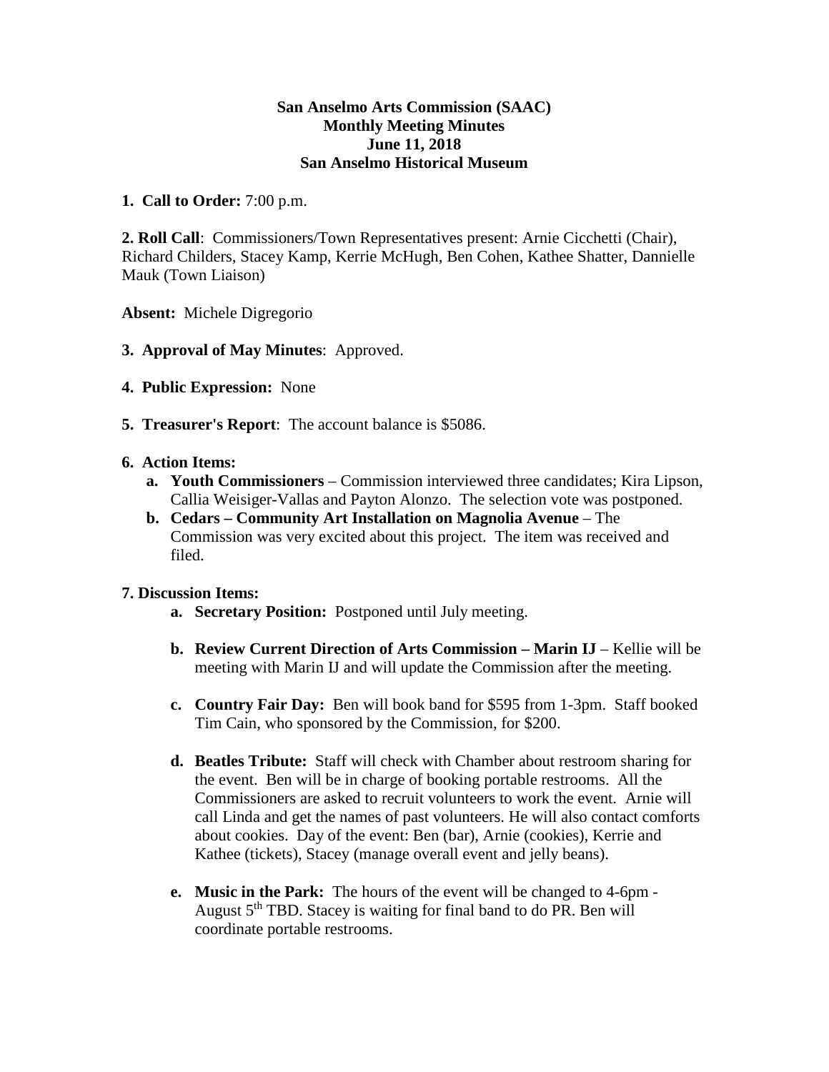**San Anselmo Arts Commission (SAAC)**
**Monthly Meeting Minutes**
**June 11, 2018**
**San Anselmo Historical Museum**

**1. Call to Order:** 7:00 p.m.

**2. Roll Call**: Commissioners/Town Representatives present: Arnie Cicchetti (Chair), Richard Childers, Stacey Kamp, Kerrie McHugh, Ben Cohen, Kathee Shatter, Dannielle Mauk (Town Liaison)

**Absent:** Michele Digregorio

**3. Approval of May Minutes**: Approved.

**4. Public Expression:** None

**5. Treasurer's Report**: The account balance is $5086.

**6. Action Items:**

- **a. Youth Commissioners** – Commission interviewed three candidates; Kira Lipson, Callia Weisiger-Vallas and Payton Alonzo. The selection vote was postponed.
- **b. Cedars – Community Art Installation on Magnolia Avenue** – The Commission was very excited about this project. The item was received and filed.

**7. Discussion Items:**

- **a. Secretary Position:** Postponed until July meeting.
- **b. Review Current Direction of Arts Commission – Marin IJ** – Kellie will be meeting with Marin IJ and will update the Commission after the meeting.
- **c. Country Fair Day:** Ben will book band for $595 from 1-3pm. Staff booked Tim Cain, who sponsored by the Commission, for $200.
- **d. Beatles Tribute:** Staff will check with Chamber about restroom sharing for the event. Ben will be in charge of booking portable restrooms. All the Commissioners are asked to recruit volunteers to work the event. Arnie will call Linda and get the names of past volunteers. He will also contact comforts about cookies. Day of the event: Ben (bar), Arnie (cookies), Kerrie and Kathee (tickets), Stacey (manage overall event and jelly beans).
- **e. Music in the Park:** The hours of the event will be changed to 4-6pm - August 5th TBD. Stacey is waiting for final band to do PR. Ben will coordinate portable restrooms.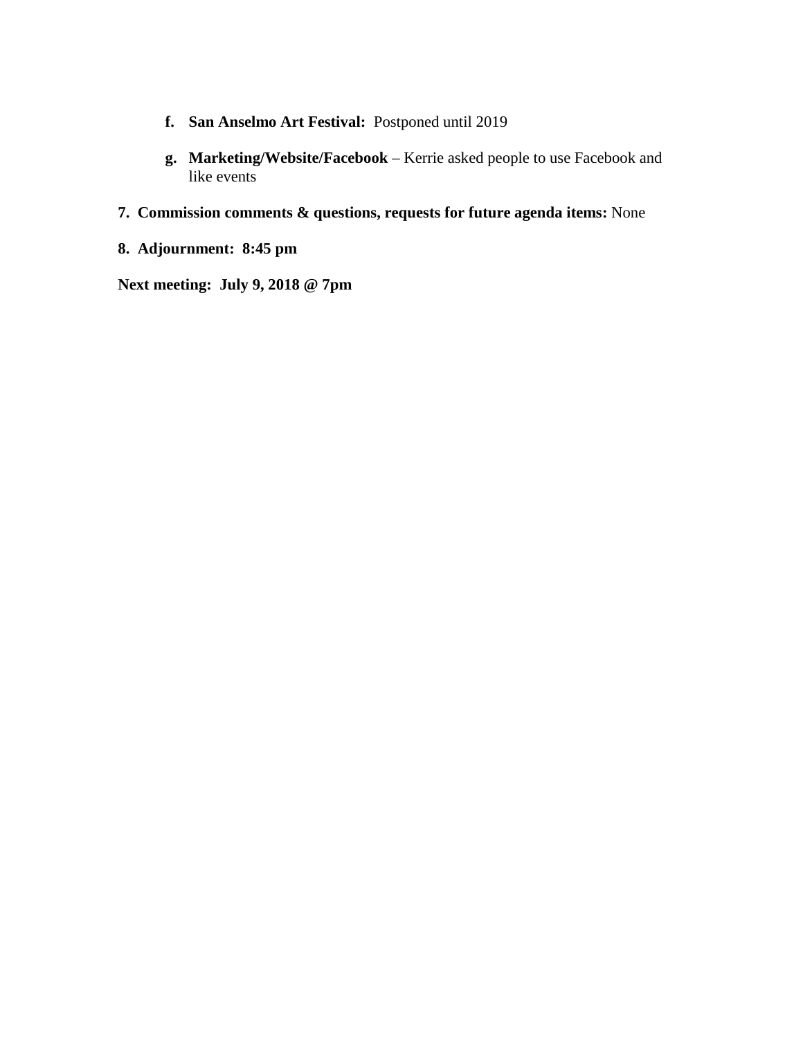f. **San Anselmo Art Festival:** Postponed until 2019

g. **Marketing/Website/Facebook** – Kerrie asked people to use Facebook and like events

**7. Commission comments & questions, requests for future agenda items:** None

**8. Adjournment: 8:45 pm**

**Next meeting: July 9, 2018 @ 7pm**